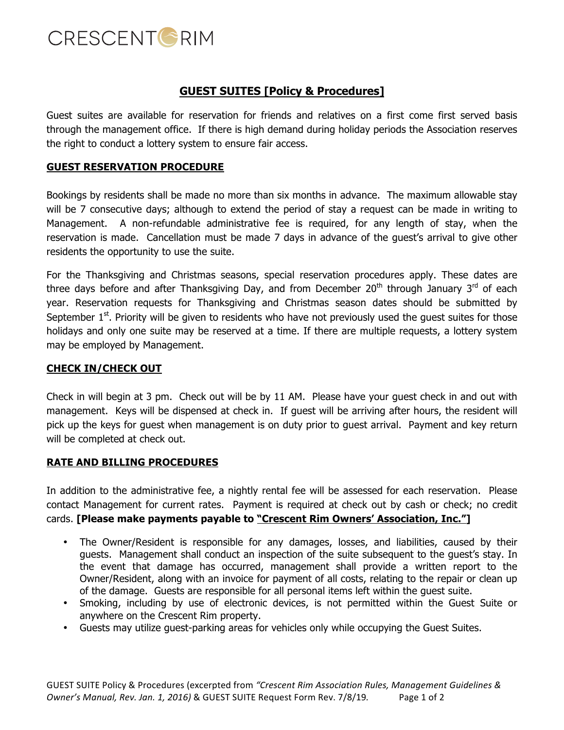CRESCENT RIM

## GUEST SUITES [Policy & Procedures]

Guest suites are available for reservation for friends and relatives on a first come first served basis through the management office. If there is high demand during holiday periods the Association reserves the right to conduct a lottery system to ensure fair access.

### GUEST RESERVATION PROCEDURE

Bookings by residents shall be made no more than six months in advance. The maximum allowable stay will be 7 consecutive days; although to extend the period of stay a request can be made in writing to Management. A non-refundable administrative fee is required, for any length of stay, when the reservation is made. Cancellation must be made 7 days in advance of the guest's arrival to give other residents the opportunity to use the suite.

For the Thanksgiving and Christmas seasons, special reservation procedures apply. These dates are three days before and after Thanksgiving Day, and from December 20th through January 3rd of each year. Reservation requests for Thanksgiving and Christmas season dates should be submitted by September 1st. Priority will be given to residents who have not previously used the guest suites for those holidays and only one suite may be reserved at a time. If there are multiple requests, a lottery system may be employed by Management.

### CHECK IN/CHECK OUT

Check in will begin at 3 pm. Check out will be by 11 AM. Please have your guest check in and out with management. Keys will be dispensed at check in. If guest will be arriving after hours, the resident will pick up the keys for guest when management is on duty prior to guest arrival. Payment and key return will be completed at check out.

### RATE AND BILLING PROCEDURES

In addition to the administrative fee, a nightly rental fee will be assessed for each reservation. Please contact Management for current rates. Payment is required at check out by cash or check; no credit cards. **[Please make payments payable to "Crescent Rim Owners' Association, Inc."]**

- The Owner/Resident is responsible for any damages, losses, and liabilities, caused by their guests. Management shall conduct an inspection of the suite subsequent to the guest's stay. In the event that damage has occurred, management shall provide a written report to the Owner/Resident, along with an invoice for payment of all costs, relating to the repair or clean up of the damage. Guests are responsible for all personal items left within the guest suite.
- Smoking, including by use of electronic devices, is not permitted within the Guest Suite or anywhere on the Crescent Rim property.
- Guests may utilize guest-parking areas for vehicles only while occupying the Guest Suites.

GUEST SUITE Policy & Procedures (excerpted from *"Crescent Rim Association Rules, Management Guidelines & Owner's Manual, Rev. Jan. 1, 2016)* & GUEST SUITE Request Form Rev. 7/8/19.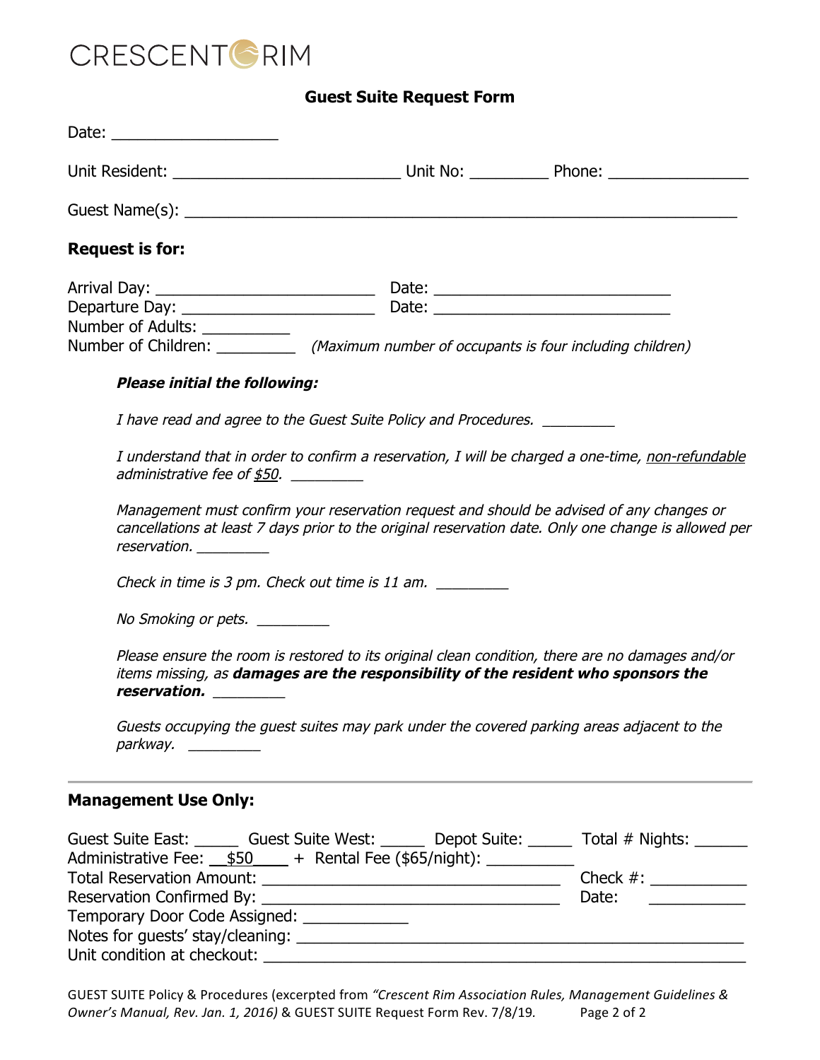CRESCENT RIM

## Guest Suite Request Form

Date: ___________________

Unit Resident: __________________________ Unit No: _________ Phone: ________________

Guest Name(s): ________________________________________________________________

### Request is for:

Arrival Day: _________________________ Date: ___________________________
Departure Day: ______________________ Date: ___________________________
Number of Adults: __________
Number of Children: _________ *(Maximum number of occupants is four including children)*

***Please initial the following:***

*I have read and agree to the Guest Suite Policy and Procedures.* _________

*I understand that in order to confirm a reservation, I will be charged a one-time, <u>non-refundable</u> administrative fee of <u>$50</u>.* _________

*Management must confirm your reservation request and should be advised of any changes or cancellations at least 7 days prior to the original reservation date. Only one change is allowed per reservation.* _________

*Check in time is 3 pm. Check out time is 11 am.* _________

*No Smoking or pets.* _________

*Please ensure the room is restored to its original clean condition, there are no damages and/or items missing, as* ***damages are the responsibility of the resident who sponsors the reservation.*** _________

*Guests occupying the guest suites may park under the covered parking areas adjacent to the parkway.* _________

---

### Management Use Only:

Guest Suite East: _____ Guest Suite West: _____ Depot Suite: _____ Total # Nights: ______
Administrative Fee: <u>$50</u> + Rental Fee ($65/night): __________
Total Reservation Amount: __________________________________ Check #: ___________
Reservation Confirmed By: __________________________________ Date: ___________
Temporary Door Code Assigned: ____________
Notes for guests' stay/cleaning: ___________________________________________________
Unit condition at checkout: ________________________________________________________

GUEST SUITE Policy & Procedures (excerpted from *"Crescent Rim Association Rules, Management Guidelines & Owner's Manual, Rev. Jan. 1, 2016)* & GUEST SUITE Request Form Rev. 7/8/19.